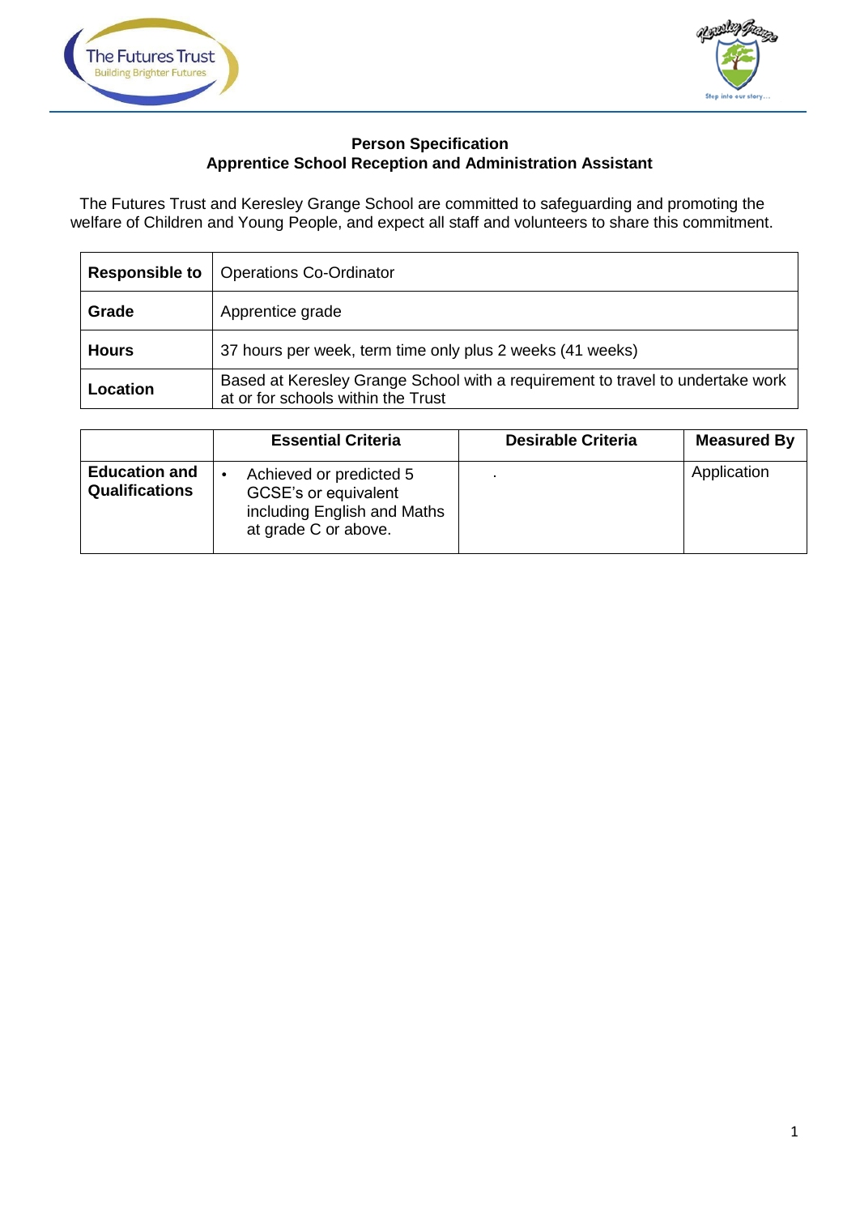**Person Specification**
**Apprentice School Reception and Administration Assistant**

The Futures Trust and Keresley Grange School are committed to safeguarding and promoting the welfare of Children and Young People, and expect all staff and volunteers to share this commitment.

| **Responsible to** | Operations Co-Ordinator |
|---|---|
| **Grade** | Apprentice grade |
| **Hours** | 37 hours per week, term time only plus 2 weeks (41 weeks) |
| **Location** | Based at Keresley Grange School with a requirement to travel to undertake work at or for schools within the Trust |

| | **Essential Criteria** | **Desirable Criteria** | **Measured By** |
|---|---|---|---|
| **Education and Qualifications** | • Achieved or predicted 5 GCSE's or equivalent including English and Maths at grade C or above. | . | Application |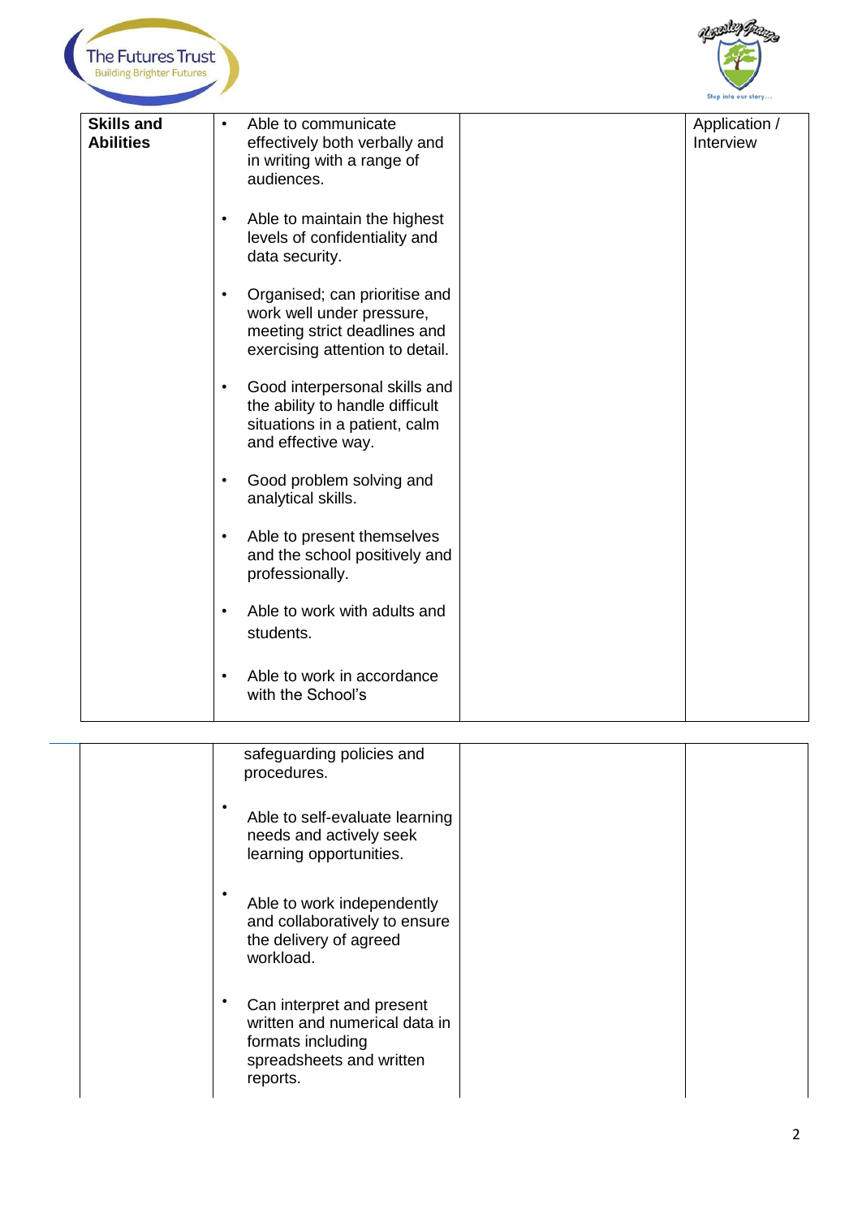| Skills and Abilities | • Able to communicate effectively both verbally and in writing with a range of audiences.<br><br>• Able to maintain the highest levels of confidentiality and data security.<br><br>• Organised; can prioritise and work well under pressure, meeting strict deadlines and exercising attention to detail.<br><br>• Good interpersonal skills and the ability to handle difficult situations in a patient, calm and effective way.<br><br>• Good problem solving and analytical skills.<br><br>• Able to present themselves and the school positively and professionally.<br><br>• Able to work with adults and students.<br><br>• Able to work in accordance with the School's safeguarding policies and procedures.<br><br>• Able to self-evaluate learning needs and actively seek learning opportunities.<br><br>• Able to work independently and collaboratively to ensure the delivery of agreed workload.<br><br>• Can interpret and present written and numerical data in formats including spreadsheets and written reports. | | Application / Interview |
|---|---|---|---|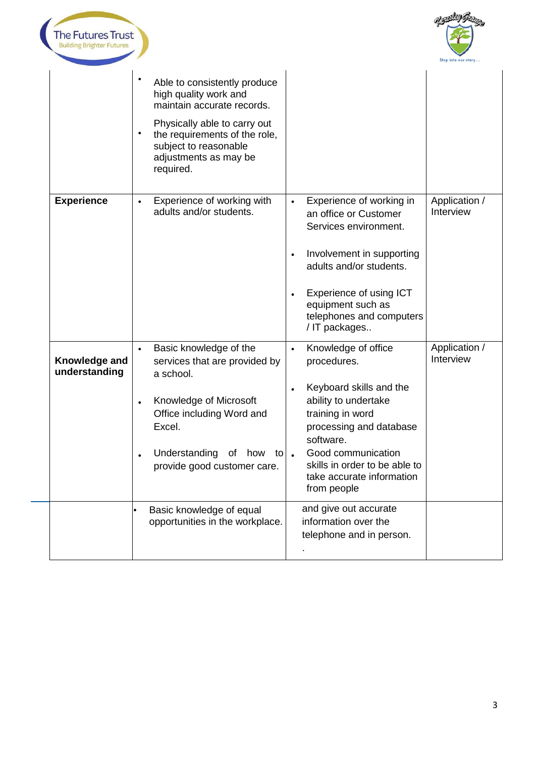| | | | |
|---|---|---|---|
| | • Able to consistently produce high quality work and maintain accurate records.<br>• Physically able to carry out the requirements of the role, subject to reasonable adjustments as may be required. | | |
| **Experience** | • Experience of working with adults and/or students. | • Experience of working in an office or Customer Services environment.<br>• Involvement in supporting adults and/or students.<br>• Experience of using ICT equipment such as telephones and computers / IT packages.. | Application / Interview |
| **Knowledge and understanding** | • Basic knowledge of the services that are provided by a school.<br>• Knowledge of Microsoft Office including Word and Excel.<br>• Understanding of how to provide good customer care. | • Knowledge of office procedures.<br>• Keyboard skills and the ability to undertake training in word processing and database software.<br>• Good communication skills in order to be able to take accurate information from people | Application / Interview |
| | • Basic knowledge of equal opportunities in the workplace. | and give out accurate information over the telephone and in person.<br>. | |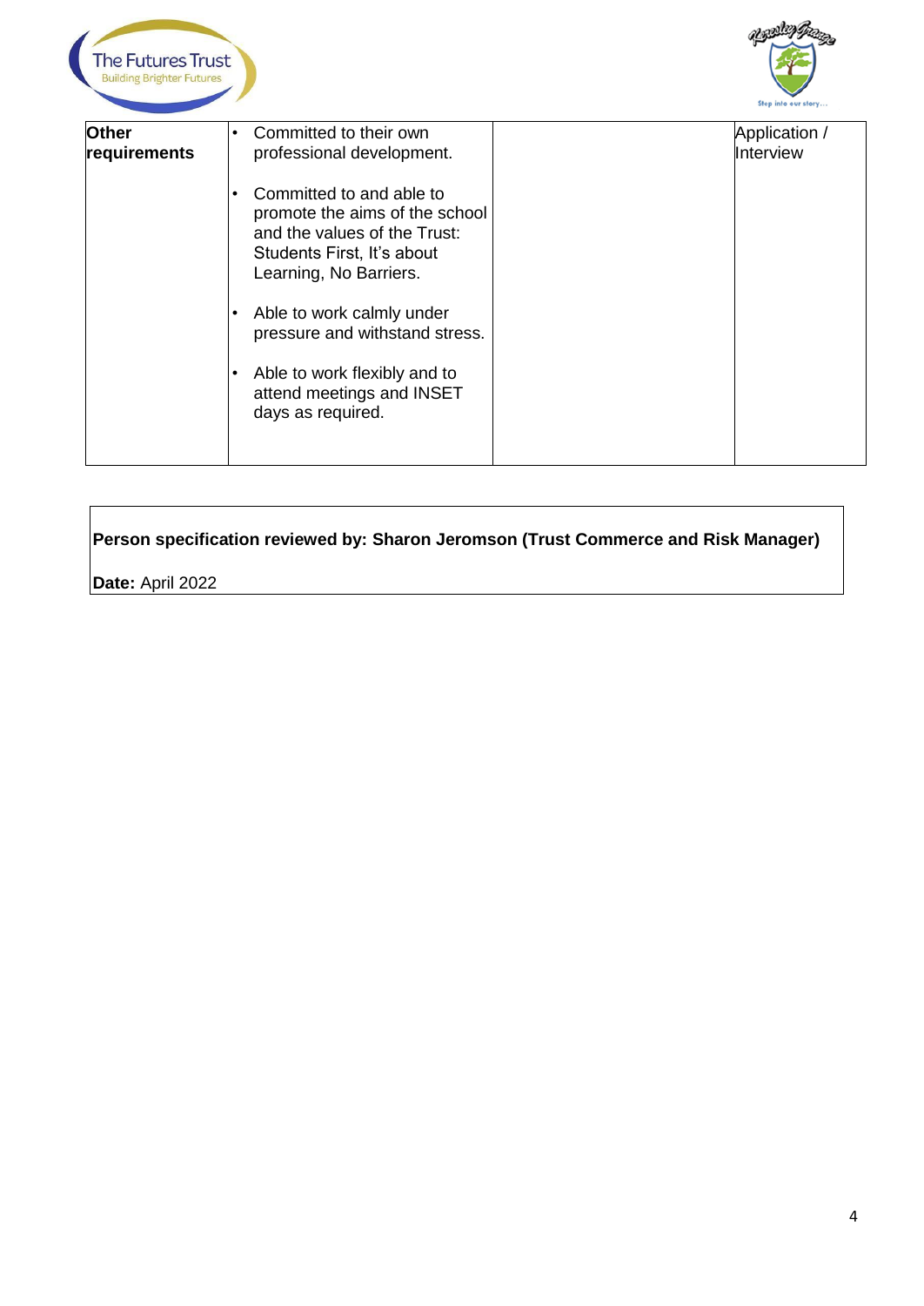| | | | |
|---|---|---|---|
| **Other requirements** | • Committed to their own professional development.<br><br>• Committed to and able to promote the aims of the school and the values of the Trust: Students First, It's about Learning, No Barriers.<br><br>• Able to work calmly under pressure and withstand stress.<br><br>• Able to work flexibly and to attend meetings and INSET days as required. | | Application / Interview |

**Person specification reviewed by: Sharon Jeromson (Trust Commerce and Risk Manager)**

**Date:** April 2022